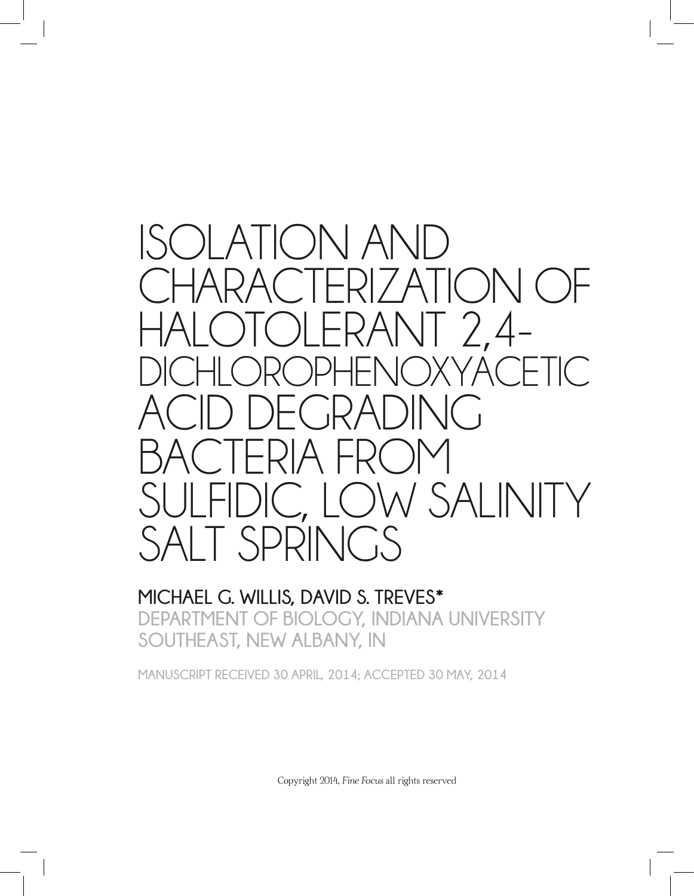# ISOLATION AND CHARACTERIZATION OF HALOTOLERANT 2,4-DICHLOROPHENOXYACETIC ACID DEGRADING BACTERIA FROM SULFIDIC, LOW SALINITY SALT SPRINGS

**MICHAEL G. WILLIS, DAVID S. TREVES***

DEPARTMENT OF BIOLOGY, INDIANA UNIVERSITY SOUTHEAST, NEW ALBANY, IN

MANUSCRIPT RECEIVED 30 APRIL, 2014; ACCEPTED 30 MAY, 2014

Copyright 2014, *Fine Focus* all rights reserved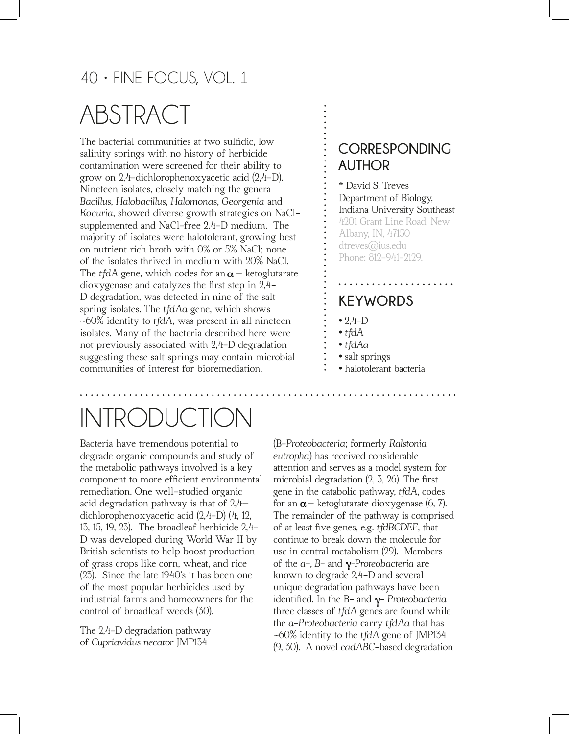# ABSTRACT

The bacterial communities at two sulfidic, low salinity springs with no history of herbicide contamination were screened for their ability to grow on 2,4-dichlorophenoxyacetic acid (2,4-D). Nineteen isolates, closely matching the genera *Bacillus*, *Halobacillus*, *Halomonas*, *Georgenia* and *Kocuria*, showed diverse growth strategies on NaCl-supplemented and NaCl-free 2,4-D medium. The majority of isolates were halotolerant, growing best on nutrient rich broth with 0% or 5% NaCl; none of the isolates thrived in medium with 20% NaCl. The *tfdA* gene, which codes for an $\alpha$ – ketoglutarate dioxygenase and catalyzes the first step in 2,4-D degradation, was detected in nine of the salt spring isolates. The *tfdAa* gene, which shows ~60% identity to *tfdA*, was present in all nineteen isolates. Many of the bacteria described here were not previously associated with 2,4-D degradation suggesting these salt springs may contain microbial communities of interest for bioremediation.

## CORRESPONDING AUTHOR

* David S. Treves
Department of Biology,
Indiana University Southeast
4201 Grant Line Road, New Albany, IN, 47150
dtreves@ius.edu
Phone: 812-941-2129.

## KEYWORDS

- 2,4-D
- *tfdA*
- *tfdAa*
- salt springs
- halotolerant bacteria

# INTRODUCTION

Bacteria have tremendous potential to degrade organic compounds and study of the metabolic pathways involved is a key component to more efficient environmental remediation. One well-studied organic acid degradation pathway is that of 2,4–dichlorophenoxyacetic acid (2,4-D) (4, 12, 13, 15, 19, 23). The broadleaf herbicide 2,4-D was developed during World War II by British scientists to help boost production of grass crops like corn, wheat, and rice (23). Since the late 1940's it has been one of the most popular herbicides used by industrial farms and homeowners for the control of broadleaf weeds (30).

The 2,4-D degradation pathway of *Cupriavidus necator* JMP134 (Β-*Proteobacteria*; formerly *Ralstonia eutropha*) has received considerable attention and serves as a model system for microbial degradation (2, 3, 26). The first gene in the catabolic pathway, *tfdA*, codes for an $\alpha$ – ketoglutarate dioxygenase (6, 7). The remainder of the pathway is comprised of at least five genes, e.g. *tfdBCDEF*, that continue to break down the molecule for use in central metabolism (29). Members of the *α*-, *Β*- and $\gamma$-*Proteobacteria* are known to degrade 2,4-D and several unique degradation pathways have been identified. In the Β- and $\gamma$- *Proteobacteria* three classes of *tfdA* genes are found while the *α-Proteobacteria* carry *tfdAa* that has ~60% identity to the *tfdA* gene of JMP134 (9, 30). A novel *cadABC*-based degradation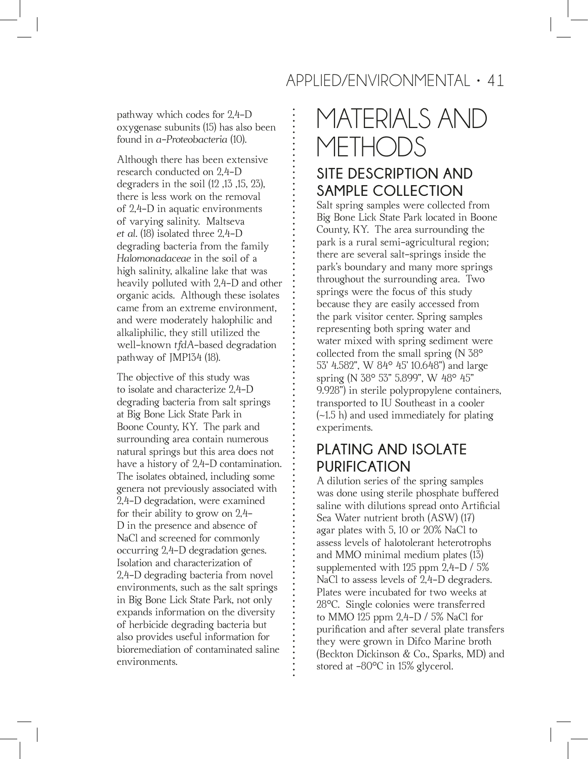pathway which codes for 2,4-D oxygenase subunits (15) has also been found in *α-Proteobacteria* (10).

Although there has been extensive research conducted on 2,4-D degraders in the soil (12 ,13 ,15, 23), there is less work on the removal of 2,4-D in aquatic environments of varying salinity. Maltseva *et al.* (18) isolated three 2,4-D degrading bacteria from the family *Halomonadaceae* in the soil of a high salinity, alkaline lake that was heavily polluted with 2,4-D and other organic acids. Although these isolates came from an extreme environment, and were moderately halophilic and alkaliphilic, they still utilized the well-known *tfdA*-based degradation pathway of JMP134 (18).

The objective of this study was to isolate and characterize 2,4-D degrading bacteria from salt springs at Big Bone Lick State Park in Boone County, KY. The park and surrounding area contain numerous natural springs but this area does not have a history of 2,4-D contamination. The isolates obtained, including some genera not previously associated with 2,4-D degradation, were examined for their ability to grow on 2,4-D in the presence and absence of NaCl and screened for commonly occurring 2,4-D degradation genes. Isolation and characterization of 2,4-D degrading bacteria from novel environments, such as the salt springs in Big Bone Lick State Park, not only expands information on the diversity of herbicide degrading bacteria but also provides useful information for bioremediation of contaminated saline environments.

# MATERIALS AND METHODS

## SITE DESCRIPTION AND SAMPLE COLLECTION

Salt spring samples were collected from Big Bone Lick State Park located in Boone County, KY. The area surrounding the park is a rural semi-agricultural region; there are several salt-springs inside the park's boundary and many more springs throughout the surrounding area. Two springs were the focus of this study because they are easily accessed from the park visitor center. Spring samples representing both spring water and water mixed with spring sediment were collected from the small spring (N 38° 53' 4.582", W 84° 45' 10.648") and large spring (N 38° 53" 5.899", W 48° 45" 9.928") in sterile polypropylene containers, transported to IU Southeast in a cooler (~1.5 h) and used immediately for plating experiments.

## PLATING AND ISOLATE PURIFICATION

A dilution series of the spring samples was done using sterile phosphate buffered saline with dilutions spread onto Artificial Sea Water nutrient broth (ASW) (17) agar plates with 5, 10 or 20% NaCl to assess levels of halotolerant heterotrophs and MMO minimal medium plates (13) supplemented with 125 ppm 2,4-D / 5% NaCl to assess levels of 2,4-D degraders. Plates were incubated for two weeks at 28°C. Single colonies were transferred to MMO 125 ppm 2,4-D / 5% NaCl for purification and after several plate transfers they were grown in Difco Marine broth (Beckton Dickinson & Co., Sparks, MD) and stored at -80°C in 15% glycerol.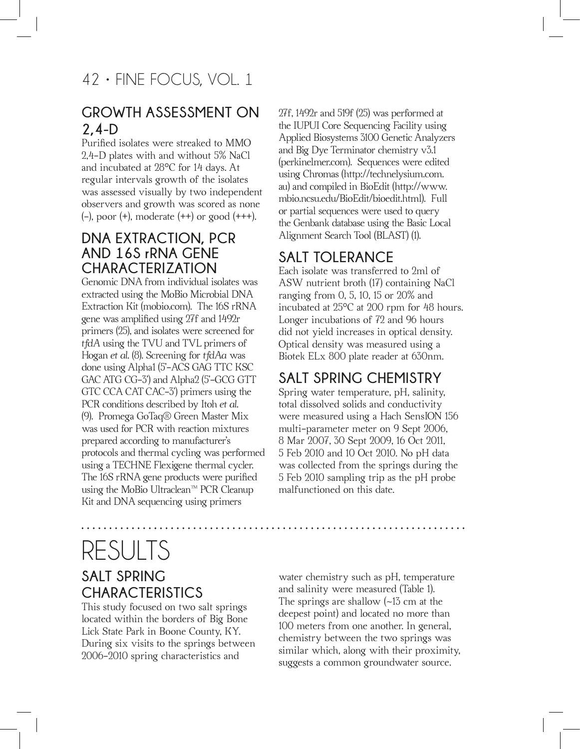## GROWTH ASSESSMENT ON 2,4-D

Purified isolates were streaked to MMO 2,4-D plates with and without 5% NaCl and incubated at 28°C for 14 days. At regular intervals growth of the isolates was assessed visually by two independent observers and growth was scored as none (-), poor (+), moderate (++) or good (+++).

## DNA EXTRACTION, PCR AND 16S rRNA GENE CHARACTERIZATION

Genomic DNA from individual isolates was extracted using the MoBio Microbial DNA Extraction Kit (mobio.com). The 16S rRNA gene was amplified using 27f and 1492r primers (25), and isolates were screened for *tfdA* using the TVU and TVL primers of Hogan *et al*. (8). Screening for *tfdAα* was done using Alpha1 (5'-ACS GAG TTC KSC GAC ATG CG-3') and Alpha2 (5'-GCG GTT GTC CCA CAT CAC-3') primers using the PCR conditions described by Itoh *et al*. (9). Promega GoTaq® Green Master Mix was used for PCR with reaction mixtures prepared according to manufacturer's protocols and thermal cycling was performed using a TECHNE Flexigene thermal cycler. The 16S rRNA gene products were purified using the MoBio Ultraclean™ PCR Cleanup Kit and DNA sequencing using primers 27f, 1492r and 519f (25) was performed at the IUPUI Core Sequencing Facility using Applied Biosystems 3100 Genetic Analyzers and Big Dye Terminator chemistry v3.1 (perkinelmer.com). Sequences were edited using Chromas (http://technelysium.com.au) and compiled in BioEdit (http://www.mbio.ncsu.edu/BioEdit/bioedit.html). Full or partial sequences were used to query the Genbank database using the Basic Local Alignment Search Tool (BLAST) (1).

## SALT TOLERANCE

Each isolate was transferred to 2ml of ASW nutrient broth (17) containing NaCl ranging from 0, 5, 10, 15 or 20% and incubated at 25°C at 200 rpm for 48 hours. Longer incubations of 72 and 96 hours did not yield increases in optical density. Optical density was measured using a Biotek ELx 800 plate reader at 630nm.

## SALT SPRING CHEMISTRY

Spring water temperature, pH, salinity, total dissolved solids and conductivity were measured using a Hach SensION 156 multi-parameter meter on 9 Sept 2006, 8 Mar 2007, 30 Sept 2009, 16 Oct 2011, 5 Feb 2010 and 10 Oct 2010. No pH data was collected from the springs during the 5 Feb 2010 sampling trip as the pH probe malfunctioned on this date.

# RESULTS

## SALT SPRING CHARACTERISTICS

This study focused on two salt springs located within the borders of Big Bone Lick State Park in Boone County, KY. During six visits to the springs between 2006-2010 spring characteristics and water chemistry such as pH, temperature and salinity were measured (Table 1). The springs are shallow (~13 cm at the deepest point) and located no more than 100 meters from one another. In general, chemistry between the two springs was similar which, along with their proximity, suggests a common groundwater source.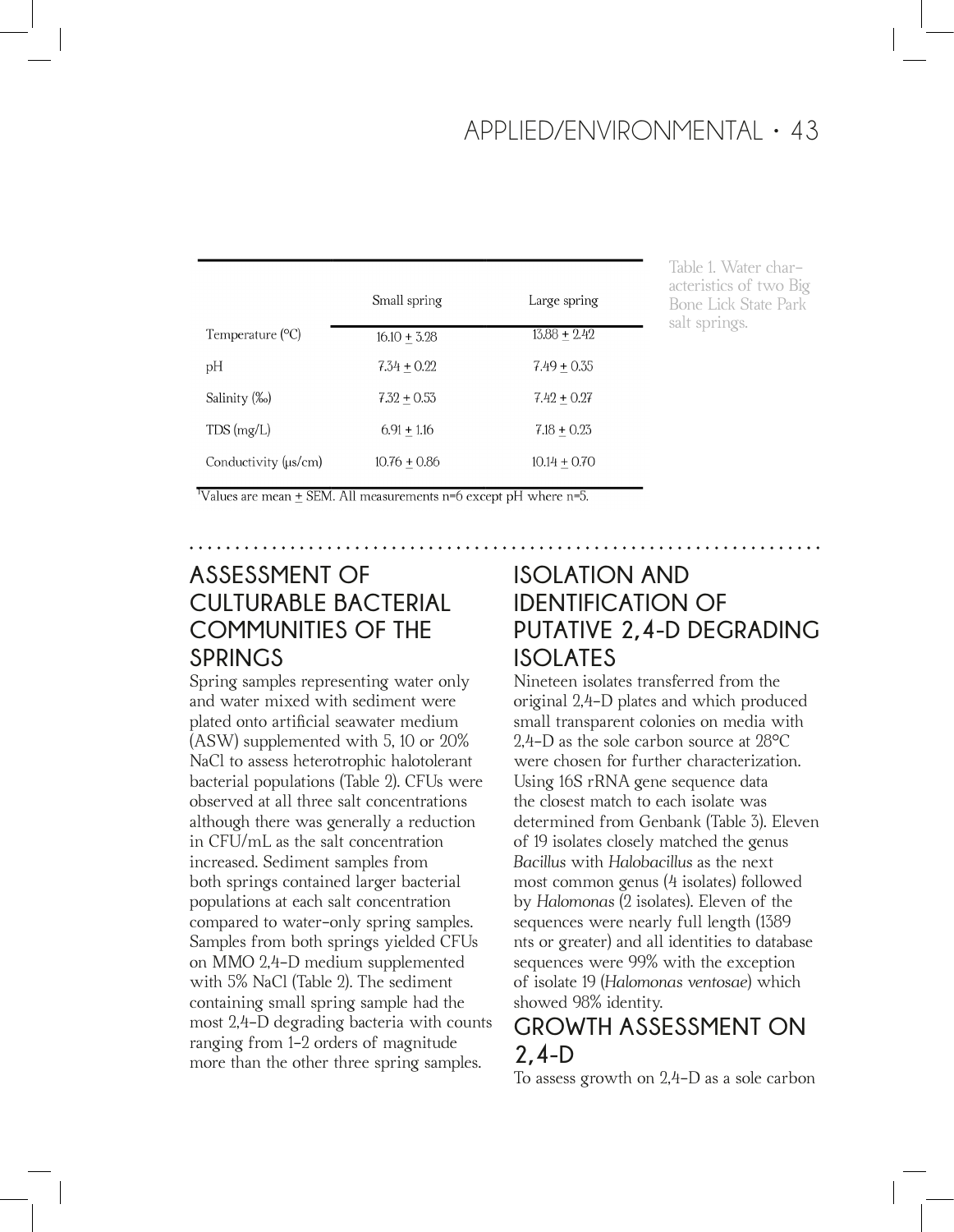Table 1. Water characteristics of two Big Bone Lick State Park salt springs.

| | Small spring | Large spring |
|---|---|---|
| Temperature (°C) | 16.10 ± 3.28 | 13.88 ± 2.42 |
| pH | 7.34 ± 0.22 | 7.49 ± 0.35 |
| Salinity (‰) | 7.32 ± 0.53 | 7.42 ± 0.27 |
| TDS (mg/L) | 6.91 ± 1.16 | 7.18 ± 0.23 |
| Conductivity (μs/cm) | 10.76 ± 0.86 | 10.14 ± 0.70 |

[1]Values are mean ± SEM. All measurements n=6 except pH where n=5.

## ASSESSMENT OF CULTURABLE BACTERIAL COMMUNITIES OF THE SPRINGS

Spring samples representing water only and water mixed with sediment were plated onto artificial seawater medium (ASW) supplemented with 5, 10 or 20% NaCl to assess heterotrophic halotolerant bacterial populations (Table 2). CFUs were observed at all three salt concentrations although there was generally a reduction in CFU/mL as the salt concentration increased. Sediment samples from both springs contained larger bacterial populations at each salt concentration compared to water-only spring samples. Samples from both springs yielded CFUs on MMO 2,4-D medium supplemented with 5% NaCl (Table 2). The sediment containing small spring sample had the most 2,4-D degrading bacteria with counts ranging from 1-2 orders of magnitude more than the other three spring samples.

## ISOLATION AND IDENTIFICATION OF PUTATIVE 2,4-D DEGRADING ISOLATES

Nineteen isolates transferred from the original 2,4-D plates and which produced small transparent colonies on media with 2,4-D as the sole carbon source at 28°C were chosen for further characterization. Using 16S rRNA gene sequence data the closest match to each isolate was determined from Genbank (Table 3). Eleven of 19 isolates closely matched the genus *Bacillus* with *Halobacillus* as the next most common genus (4 isolates) followed by *Halomonas* (2 isolates). Eleven of the sequences were nearly full length (1389 nts or greater) and all identities to database sequences were 99% with the exception of isolate 19 (*Halomonas ventosae*) which showed 98% identity.

## GROWTH ASSESSMENT ON 2,4-D

To assess growth on 2,4-D as a sole carbon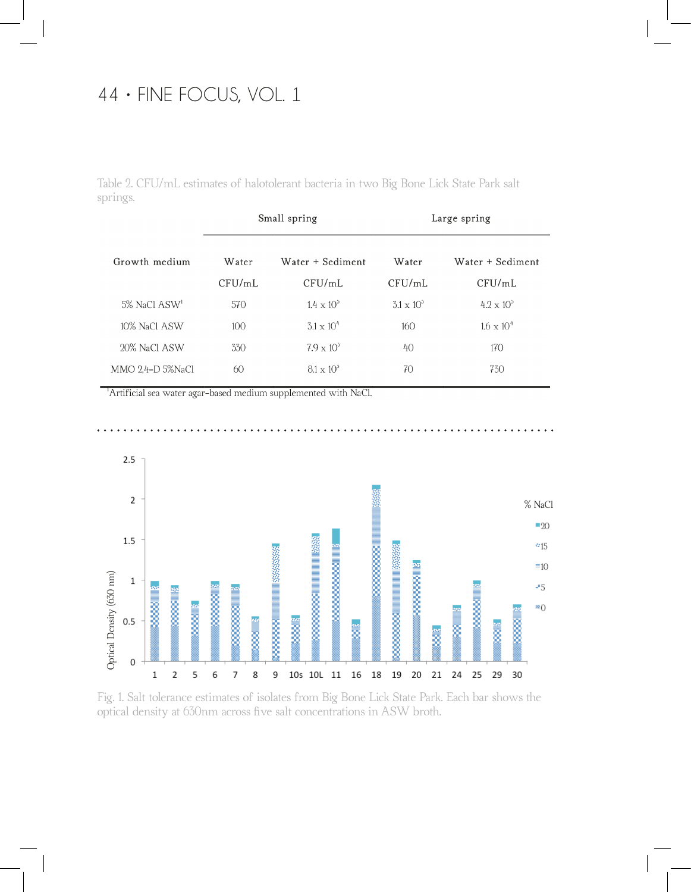Table 2. CFU/mL estimates of halotolerant bacteria in two Big Bone Lick State Park salt springs.

| | Small spring | | Large spring | |
|---|---|---|---|---|
| Growth medium | Water CFU/mL | Water + Sediment CFU/mL | Water CFU/mL | Water + Sediment CFU/mL |
| 5% NaCl ASW[1] | 570 | $1.4 \times 10^5$ | $3.1 \times 10^3$ | $4.2 \times 10^5$ |
| 10% NaCl ASW | 100 | $3.1 \times 10^4$ | 160 | $1.6 \times 10^4$ |
| 20% NaCl ASW | 330 | $7.9 \times 10^3$ | 40 | 170 |
| MMO 2,4-D 5%NaCl | 60 | $8.1 \times 10^3$ | 70 | 730 |

[1]Artificial sea water agar-based medium supplemented with NaCl.

Fig. 1. Salt tolerance estimates of isolates from Big Bone Lick State Park. Each bar shows the optical density at 630nm across five salt concentrations in ASW broth.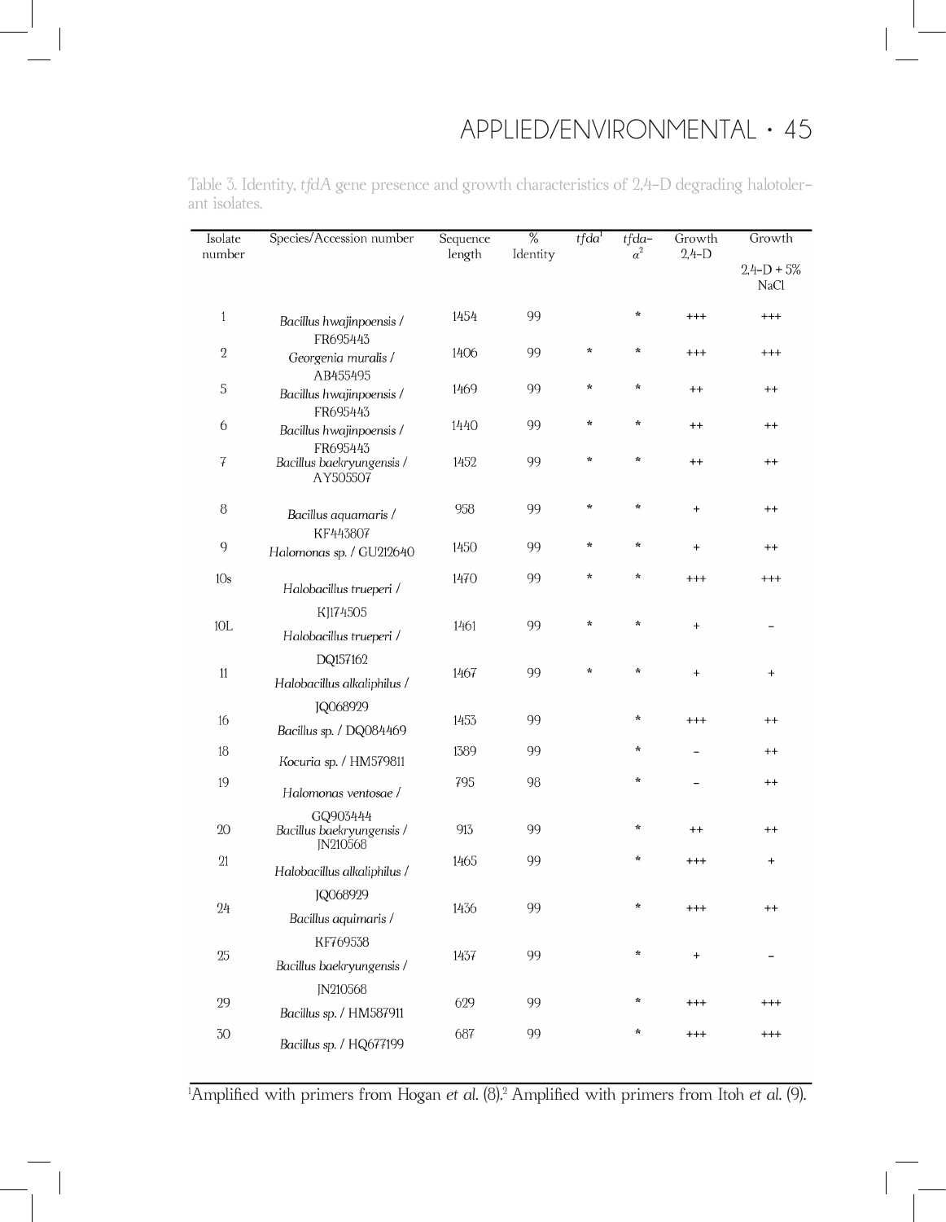Table 3. Identity, *tfdA* gene presence and growth characteristics of 2,4-D degrading halotolerant isolates.

| Isolate number | Species/Accession number | Sequence length | % Identity | *tfda*[1] | *tfda*-$\alpha$[2] | Growth 2,4-D | Growth 2,4-D + 5% NaCl |
|---|---|---|---|---|---|---|---|
| 1 | *Bacillus hwajinpoensis* / FR695443 | 1454 | 99 | | * | +++ | +++ |
| 2 | *Georgenia muralis* / AB455495 | 1406 | 99 | * | * | +++ | +++ |
| 5 | *Bacillus hwajinpoensis* / FR695443 | 1469 | 99 | * | * | ++ | ++ |
| 6 | *Bacillus hwajinpoensis* / FR695443 | 1440 | 99 | * | * | ++ | ++ |
| 7 | *Bacillus baekryungensis* / AY505507 | 1452 | 99 | * | * | ++ | ++ |
| 8 | *Bacillus aquamaris* / KF443807 | 958 | 99 | * | * | + | ++ |
| 9 | *Halomonas sp.* / GU212640 | 1450 | 99 | * | * | + | ++ |
| 10s | *Halobacillus trueperi* / KJ174505 | 1470 | 99 | * | * | +++ | +++ |
| 10L | *Halobacillus trueperi* / DQ157162 | 1461 | 99 | * | * | + | – |
| 11 | *Halobacillus alkaliphilus* / JQ068929 | 1467 | 99 | * | * | + | + |
| 16 | *Bacillus sp.* / DQ084469 | 1453 | 99 | | * | +++ | ++ |
| 18 | *Kocuria sp.* / HM579811 | 1389 | 99 | | * | – | ++ |
| 19 | *Halomonas ventosae* / GQ903444 | 795 | 98 | | * | – | ++ |
| 20 | *Bacillus baekryungensis* / JN210568 | 913 | 99 | | * | ++ | ++ |
| 21 | *Halobacillus alkaliphilus* / JQ068929 | 1465 | 99 | | * | +++ | + |
| 24 | *Bacillus aquimaris* / KF769538 | 1436 | 99 | | * | +++ | ++ |
| 25 | *Bacillus baekryungensis* / JN210568 | 1437 | 99 | | * | + | – |
| 29 | *Bacillus sp.* / HM587911 | 629 | 99 | | * | +++ | +++ |
| 30 | *Bacillus sp.* / HQ677199 | 687 | 99 | | * | +++ | +++ |

[1]Amplified with primers from Hogan *et al.* (8).[2] Amplified with primers from Itoh *et al.* (9).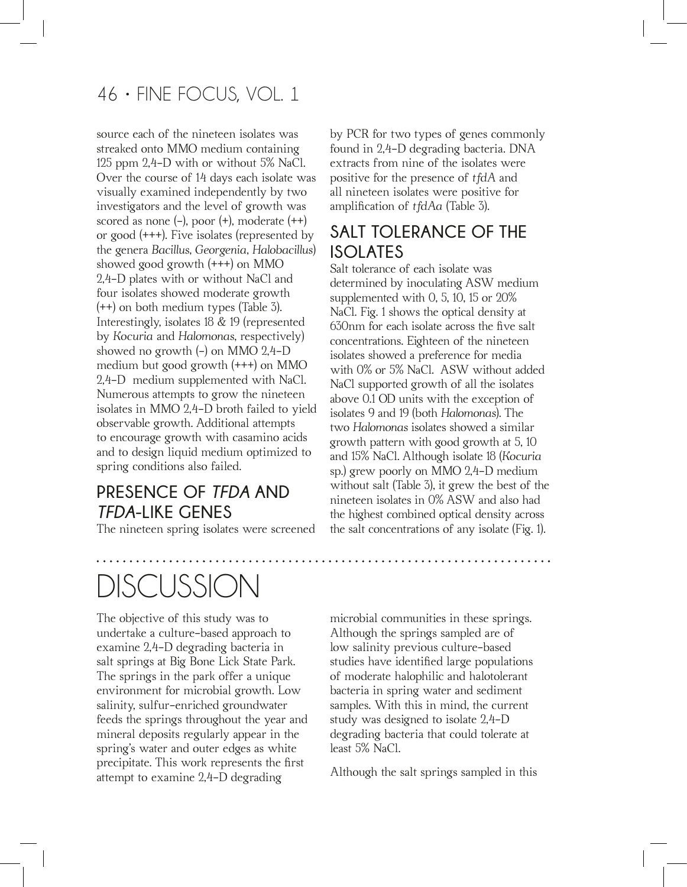source each of the nineteen isolates was streaked onto MMO medium containing 125 ppm 2,4-D with or without 5% NaCl. Over the course of 14 days each isolate was visually examined independently by two investigators and the level of growth was scored as none (-), poor (+), moderate (++) or good (+++). Five isolates (represented by the genera *Bacillus*, *Georgenia*, *Halobacillus*) showed good growth (+++) on MMO 2,4-D plates with or without NaCl and four isolates showed moderate growth (++) on both medium types (Table 3). Interestingly, isolates 18 & 19 (represented by *Kocuria* and *Halomonas*, respectively) showed no growth (-) on MMO 2,4-D medium but good growth (+++) on MMO 2,4-D medium supplemented with NaCl. Numerous attempts to grow the nineteen isolates in MMO 2,4-D broth failed to yield observable growth. Additional attempts to encourage growth with casamino acids and to design liquid medium optimized to spring conditions also failed.

## PRESENCE OF *TFDA* AND *TFDA*-LIKE GENES

The nineteen spring isolates were screened by PCR for two types of genes commonly found in 2,4-D degrading bacteria. DNA extracts from nine of the isolates were positive for the presence of *tfdA* and all nineteen isolates were positive for amplification of *tfdAa* (Table 3).

## SALT TOLERANCE OF THE ISOLATES

Salt tolerance of each isolate was determined by inoculating ASW medium supplemented with 0, 5, 10, 15 or 20% NaCl. Fig. 1 shows the optical density at 630nm for each isolate across the five salt concentrations. Eighteen of the nineteen isolates showed a preference for media with 0% or 5% NaCl. ASW without added NaCl supported growth of all the isolates above 0.1 OD units with the exception of isolates 9 and 19 (both *Halomonas*). The two *Halomonas* isolates showed a similar growth pattern with good growth at 5, 10 and 15% NaCl. Although isolate 18 (*Kocuria* sp.) grew poorly on MMO 2,4-D medium without salt (Table 3), it grew the best of the nineteen isolates in 0% ASW and also had the highest combined optical density across the salt concentrations of any isolate (Fig. 1).

# DISCUSSION

The objective of this study was to undertake a culture-based approach to examine 2,4-D degrading bacteria in salt springs at Big Bone Lick State Park. The springs in the park offer a unique environment for microbial growth. Low salinity, sulfur-enriched groundwater feeds the springs throughout the year and mineral deposits regularly appear in the spring's water and outer edges as white precipitate. This work represents the first attempt to examine 2,4-D degrading microbial communities in these springs. Although the springs sampled are of low salinity previous culture-based studies have identified large populations of moderate halophilic and halotolerant bacteria in spring water and sediment samples. With this in mind, the current study was designed to isolate 2,4-D degrading bacteria that could tolerate at least 5% NaCl.

Although the salt springs sampled in this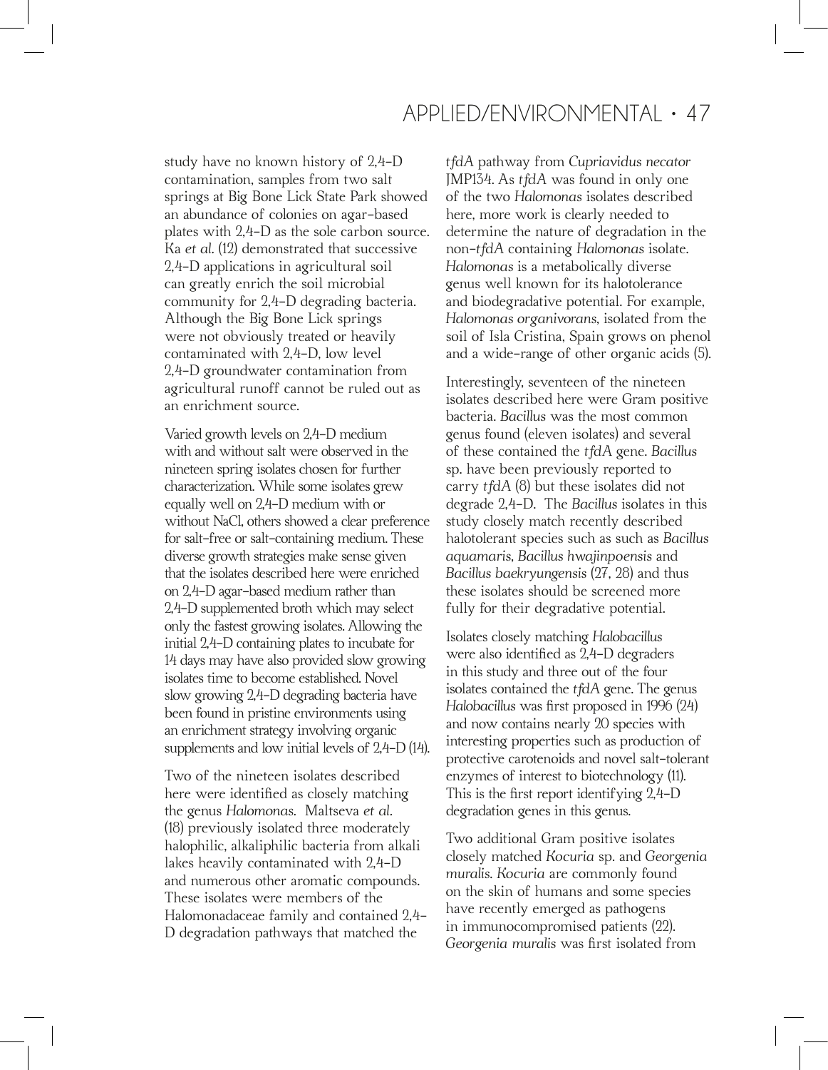study have no known history of 2,4-D contamination, samples from two salt springs at Big Bone Lick State Park showed an abundance of colonies on agar-based plates with 2,4-D as the sole carbon source. Ka *et al.* (12) demonstrated that successive 2,4-D applications in agricultural soil can greatly enrich the soil microbial community for 2,4-D degrading bacteria. Although the Big Bone Lick springs were not obviously treated or heavily contaminated with 2,4-D, low level 2,4-D groundwater contamination from agricultural runoff cannot be ruled out as an enrichment source.

Varied growth levels on 2,4-D medium with and without salt were observed in the nineteen spring isolates chosen for further characterization. While some isolates grew equally well on 2,4-D medium with or without NaCl, others showed a clear preference for salt-free or salt-containing medium. These diverse growth strategies make sense given that the isolates described here were enriched on 2,4-D agar-based medium rather than 2,4-D supplemented broth which may select only the fastest growing isolates. Allowing the initial 2,4-D containing plates to incubate for 14 days may have also provided slow growing isolates time to become established. Novel slow growing 2,4-D degrading bacteria have been found in pristine environments using an enrichment strategy involving organic supplements and low initial levels of 2,4-D (14).

Two of the nineteen isolates described here were identified as closely matching the genus *Halomonas*. Maltseva *et al.* (18) previously isolated three moderately halophilic, alkaliphilic bacteria from alkali lakes heavily contaminated with 2,4-D and numerous other aromatic compounds. These isolates were members of the Halomonadaceae family and contained 2,4-D degradation pathways that matched the *tfdA* pathway from *Cupriavidus necator* JMP134. As *tfdA* was found in only one of the two *Halomonas* isolates described here, more work is clearly needed to determine the nature of degradation in the non-*tfdA* containing *Halomonas* isolate. *Halomonas* is a metabolically diverse genus well known for its halotolerance and biodegradative potential. For example, *Halomonas organivorans*, isolated from the soil of Isla Cristina, Spain grows on phenol and a wide-range of other organic acids (5).

Interestingly, seventeen of the nineteen isolates described here were Gram positive bacteria. *Bacillus* was the most common genus found (eleven isolates) and several of these contained the *tfdA* gene. *Bacillus* sp. have been previously reported to carry *tfdA* (8) but these isolates did not degrade 2,4-D. The *Bacillus* isolates in this study closely match recently described halotolerant species such as such as *Bacillus aquamaris*, *Bacillus hwajinpoensis* and *Bacillus baekryungensis* (27, 28) and thus these isolates should be screened more fully for their degradative potential.

Isolates closely matching *Halobacillus* were also identified as 2,4-D degraders in this study and three out of the four isolates contained the *tfdA* gene. The genus *Halobacillus* was first proposed in 1996 (24) and now contains nearly 20 species with interesting properties such as production of protective carotenoids and novel salt-tolerant enzymes of interest to biotechnology (11). This is the first report identifying 2,4-D degradation genes in this genus.

Two additional Gram positive isolates closely matched *Kocuria* sp. and *Georgenia muralis*. *Kocuria* are commonly found on the skin of humans and some species have recently emerged as pathogens in immunocompromised patients (22). *Georgenia muralis* was first isolated from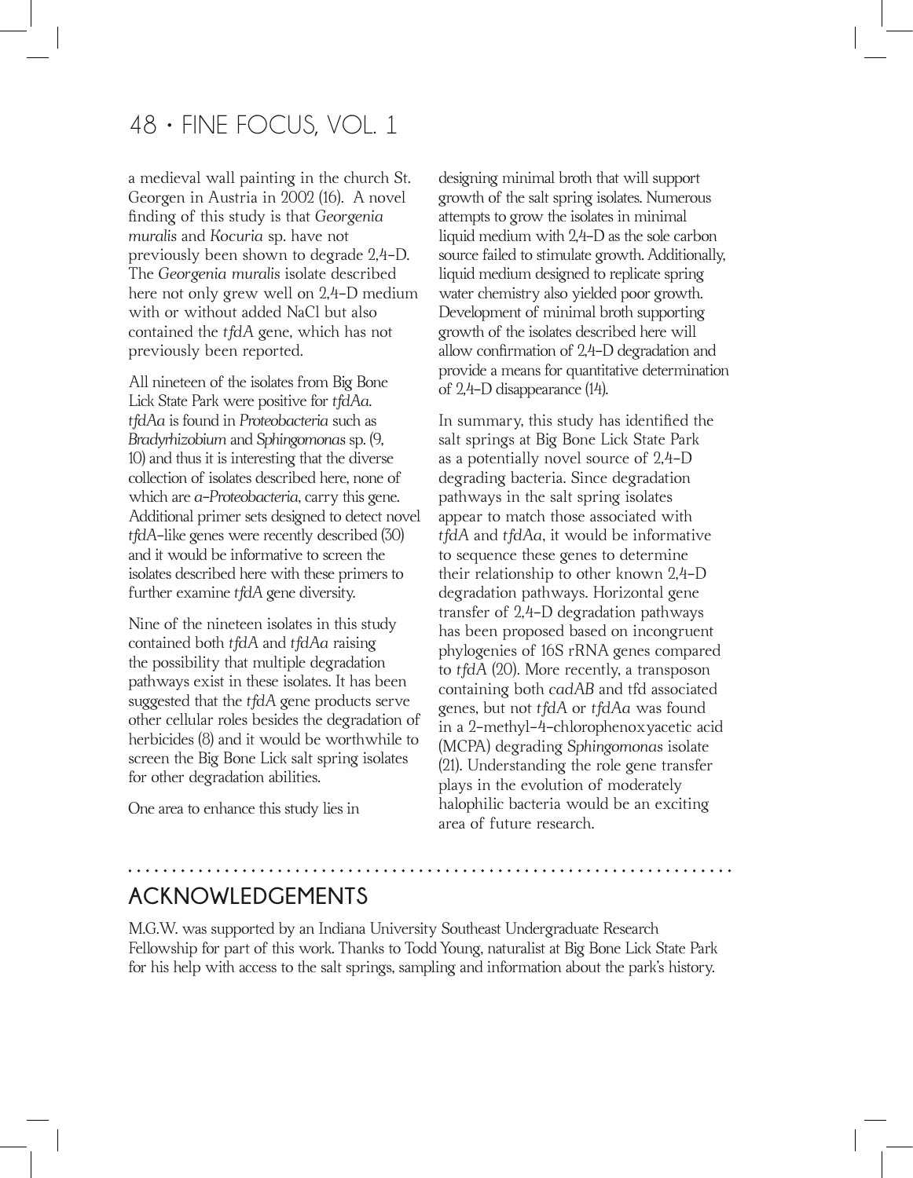a medieval wall painting in the church St. Georgen in Austria in 2002 (16). A novel finding of this study is that *Georgenia muralis* and *Kocuria* sp. have not previously been shown to degrade 2,4-D. The *Georgenia muralis* isolate described here not only grew well on 2,4-D medium with or without added NaCl but also contained the *tfdA* gene, which has not previously been reported.

All nineteen of the isolates from Big Bone Lick State Park were positive for *tfdAa*. *tfdAa* is found in *Proteobacteria* such as *Bradyrhizobium* and *Sphingomonas* sp. (9, 10) and thus it is interesting that the diverse collection of isolates described here, none of which are *α-Proteobacteria*, carry this gene. Additional primer sets designed to detect novel *tfdA*-like genes were recently described (30) and it would be informative to screen the isolates described here with these primers to further examine *tfdA* gene diversity.

Nine of the nineteen isolates in this study contained both *tfdA* and *tfdAa* raising the possibility that multiple degradation pathways exist in these isolates. It has been suggested that the *tfdA* gene products serve other cellular roles besides the degradation of herbicides (8) and it would be worthwhile to screen the Big Bone Lick salt spring isolates for other degradation abilities.

One area to enhance this study lies in designing minimal broth that will support growth of the salt spring isolates. Numerous attempts to grow the isolates in minimal liquid medium with 2,4-D as the sole carbon source failed to stimulate growth. Additionally, liquid medium designed to replicate spring water chemistry also yielded poor growth. Development of minimal broth supporting growth of the isolates described here will allow confirmation of 2,4-D degradation and provide a means for quantitative determination of 2,4-D disappearance (14).

In summary, this study has identified the salt springs at Big Bone Lick State Park as a potentially novel source of 2,4-D degrading bacteria. Since degradation pathways in the salt spring isolates appear to match those associated with *tfdA* and *tfdAa*, it would be informative to sequence these genes to determine their relationship to other known 2,4-D degradation pathways. Horizontal gene transfer of 2,4-D degradation pathways has been proposed based on incongruent phylogenies of 16S rRNA genes compared to *tfdA* (20). More recently, a transposon containing both *cadAB* and tfd associated genes, but not *tfdA* or *tfdAa* was found in a 2-methyl-4-chlorophenoxyacetic acid (MCPA) degrading *Sphingomonas* isolate (21). Understanding the role gene transfer plays in the evolution of moderately halophilic bacteria would be an exciting area of future research.

## ACKNOWLEDGEMENTS

M.G.W. was supported by an Indiana University Southeast Undergraduate Research Fellowship for part of this work. Thanks to Todd Young, naturalist at Big Bone Lick State Park for his help with access to the salt springs, sampling and information about the park's history.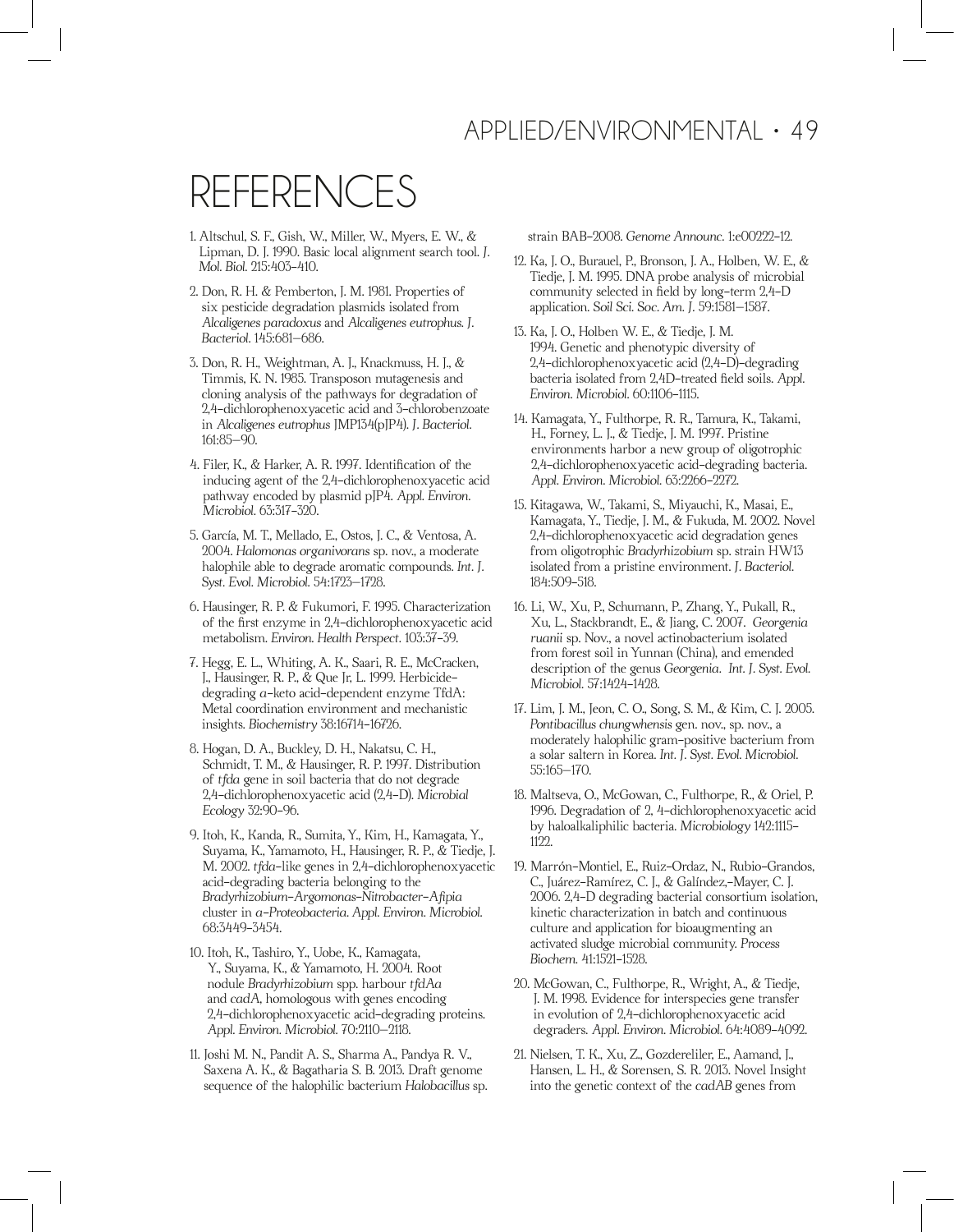# REFERENCES

1. Altschul, S. F., Gish, W., Miller, W., Myers, E. W., & Lipman, D. J. 1990. Basic local alignment search tool. *J. Mol. Biol.* 215:403–410.

2. Don, R. H. & Pemberton, J. M. 1981. Properties of six pesticide degradation plasmids isolated from *Alcaligenes paradoxus* and *Alcaligenes eutrophus*. *J. Bacteriol.* 145:681–686.

3. Don, R. H., Weightman, A. J., Knackmuss, H. J., & Timmis, K. N. 1985. Transposon mutagenesis and cloning analysis of the pathways for degradation of 2,4-dichlorophenoxyacetic acid and 3-chlorobenzoate in *Alcaligenes eutrophus* JMP134(pJP4). *J. Bacteriol.* 161:85–90.

4. Filer, K., & Harker, A. R. 1997. Identification of the inducing agent of the 2,4-dichlorophenoxyacetic acid pathway encoded by plasmid pJP4. *Appl. Environ. Microbiol.* 63:317–320.

5. García, M. T., Mellado, E., Ostos, J. C., & Ventosa, A. 2004. *Halomonas organivorans* sp. nov., a moderate halophile able to degrade aromatic compounds. *Int. J. Syst. Evol. Microbiol.* 54:1723–1728.

6. Hausinger, R. P. & Fukumori, F. 1995. Characterization of the first enzyme in 2,4-dichlorophenoxyacetic acid metabolism. *Environ. Health Perspect.* 103:37–39.

7. Hegg, E. L., Whiting, A. K., Saari, R. E., McCracken, J., Hausinger, R. P., & Que Jr, L. 1999. Herbicide-degrading α-keto acid-dependent enzyme TfdA: Metal coordination environment and mechanistic insights. *Biochemistry* 38:16714–16726.

8. Hogan, D. A., Buckley, D. H., Nakatsu, C. H., Schmidt, T. M., & Hausinger, R. P. 1997. Distribution of *tfda* gene in soil bacteria that do not degrade 2,4-dichlorophenoxyacetic acid (2,4-D). *Microbial Ecology* 32:90–96.

9. Itoh, K., Kanda, R., Sumita, Y., Kim, H., Kamagata, Y., Suyama, K., Yamamoto, H., Hausinger, R. P., & Tiedje, J. M. 2002. *tfda*-like genes in 2,4-dichlorophenoxyacetic acid-degrading bacteria belonging to the *Bradyrhizobium-Argomonas-Nitrobacter-Afipia* cluster in α-*Proteobacteria*. *Appl. Environ. Microbiol.* 68:3449–3454.

10. Itoh, K., Tashiro, Y., Uobe, K., Kamagata, Y., Suyama, K., & Yamamoto, H. 2004. Root nodule *Bradyrhizobium* spp. harbour *tfdAa* and *cadA*, homologous with genes encoding 2,4-dichlorophenoxyacetic acid-degrading proteins. *Appl. Environ. Microbiol.* 70:2110–2118.

11. Joshi M. N., Pandit A. S., Sharma A., Pandya R. V., Saxena A. K., & Bagatharia S. B. 2013. Draft genome sequence of the halophilic bacterium *Halobacillus* sp. strain BAB-2008. *Genome Announc.* 1:e00222-12.

12. Ka, J. O., Burauel, P., Bronson, J. A., Holben, W. E., & Tiedje, J. M. 1995. DNA probe analysis of microbial community selected in field by long-term 2,4-D application. *Soil Sci. Soc. Am. J.* 59:1581–1587.

13. Ka, J. O., Holben W. E., & Tiedje, J. M. 1994. Genetic and phenotypic diversity of 2,4-dichlorophenoxyacetic acid (2,4-D)-degrading bacteria isolated from 2,4D-treated field soils. *Appl. Environ. Microbiol.* 60:1106–1115.

14. Kamagata, Y., Fulthorpe, R. R., Tamura, K., Takami, H., Forney, L. J., & Tiedje, J. M. 1997. Pristine environments harbor a new group of oligotrophic 2,4-dichlorophenoxyacetic acid-degrading bacteria. *Appl. Environ. Microbiol.* 63:2266–2272.

15. Kitagawa, W., Takami, S., Miyauchi, K., Masai, E., Kamagata, Y., Tiedje, J. M., & Fukuda, M. 2002. Novel 2,4-dichlorophenoxyacetic acid degradation genes from oligotrophic *Bradyrhizobium* sp. strain HW13 isolated from a pristine environment. *J. Bacteriol.* 184:509–518.

16. Li, W., Xu, P., Schumann, P., Zhang, Y., Pukall, R., Xu, L., Stackbrandt, E., & Jiang, C. 2007. *Georgenia ruanii* sp. Nov., a novel actinobacterium isolated from forest soil in Yunnan (China), and emended description of the genus *Georgenia*. *Int. J. Syst. Evol. Microbiol.* 57:1424–1428.

17. Lim, J. M., Jeon, C. O., Song, S. M., & Kim, C. J. 2005. *Pontibacillus chungwhensis* gen. nov., sp. nov., a moderately halophilic gram-positive bacterium from a solar saltern in Korea. *Int. J. Syst. Evol. Microbiol.* 55:165–170.

18. Maltseva, O., McGowan, C., Fulthorpe, R., & Oriel, P. 1996. Degradation of 2, 4-dichlorophenoxyacetic acid by haloalkaliphilic bacteria. *Microbiology* 142:1115–1122.

19. Marrón-Montiel, E., Ruiz-Ordaz, N., Rubio-Grandos, C., Juárez-Ramírez, C. J., & Galíndez,-Mayer, C. J. 2006. 2,4-D degrading bacterial consortium isolation, kinetic characterization in batch and continuous culture and application for bioaugmenting an activated sludge microbial community. *Process Biochem.* 41:1521-1528.

20. McGowan, C., Fulthorpe, R., Wright, A., & Tiedje, J. M. 1998. Evidence for interspecies gene transfer in evolution of 2,4-dichlorophenoxyacetic acid degraders. *Appl. Environ. Microbiol.* 64:4089–4092.

21. Nielsen, T. K., Xu, Z., Gozdereliler, E., Aamand, J., Hansen, L. H., & Sorensen, S. R. 2013. Novel Insight into the genetic context of the *cadAB* genes from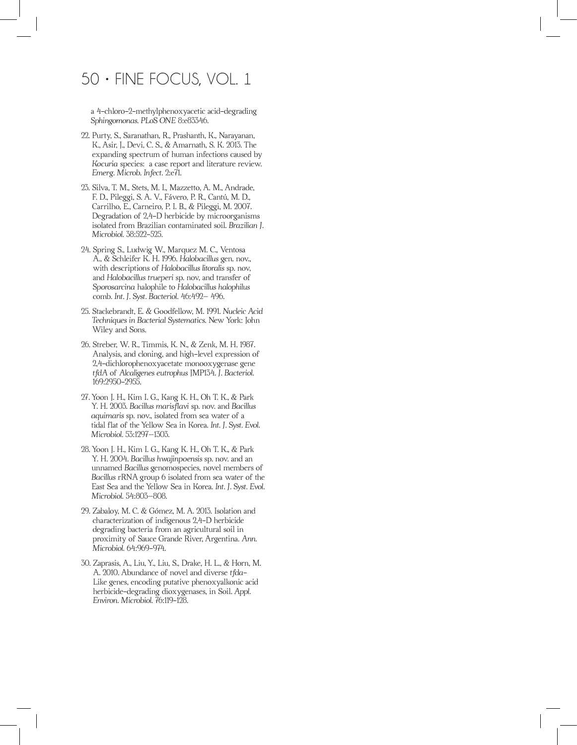a 4-chloro-2-methylphenoxyacetic acid-degrading *Sphingomonas*. *PLoS ONE* 8:e83346.

22. Purty, S., Saranathan, R., Prashanth, K., Narayanan, K., Asir, J., Devi, C. S., & Amarnath, S. K. 2013. The expanding spectrum of human infections caused by *Kocuria* species: a case report and literature review. *Emerg. Microb. Infect.* 2:e71.

23. Silva, T. M., Stets, M. I., Mazzetto, A. M., Andrade, F. D., Pileggi, S. A. V., Fávero, P. R., Cantú, M. D., Carrilho, E., Carneiro, P. I. B., & Pileggi, M. 2007. Degradation of 2,4-D herbicide by microorganisms isolated from Brazilian contaminated soil. *Brazilian J. Microbiol.* 38:522-525.

24. Spring S., Ludwig W., Marquez M. C., Ventosa A., & Schleifer K. H. 1996. *Halobacillus* gen. nov., with descriptions of *Halobacillus litoralis* sp. nov, and *Halobacillus trueperi* sp. nov, and transfer of *Sporosarcina* halophile to *Halobacillus halophilus* comb. *Int. J. Syst. Bacteriol.* 46:492– 496.

25. Stackebrandt, E. & Goodfellow, M. 1991. *Nucleic Acid Techniques in Bacterial Systematics.* New York: John Wiley and Sons.

26. Streber, W. R., Timmis, K. N., & Zenk, M. H. 1987. Analysis, and cloning, and high-level expression of 2,4-dichlorophenoxyacetate monooxygenase gene *tfdA* of *Alcaligenes eutrophus* JMP134. *J. Bacteriol.* 169:2950-2955.

27. Yoon J. H., Kim I. G., Kang K. H., Oh T. K., & Park Y. H. 2003. *Bacillus marisflavi* sp. nov. and *Bacillus aquimaris* sp. nov., isolated from sea water of a tidal flat of the Yellow Sea in Korea. *Int. J. Syst. Evol. Microbiol.* 53:1297–1303.

28. Yoon J. H., Kim I. G., Kang K. H., Oh T. K., & Park Y. H. 2004. *Bacillus hwajinpoensis* sp. nov. and an unnamed *Bacillus* genomospecies, novel members of *Bacillus* rRNA group 6 isolated from sea water of the East Sea and the Yellow Sea in Korea. *Int. J. Syst. Evol. Microbiol.* 54:803–808.

29. Zabaloy, M. C. & Gómez, M. A. 2013. Isolation and characterization of indigenous 2,4-D herbicide degrading bacteria from an agricultural soil in proximity of Sauce Grande River, Argentina. *Ann. Microbiol.* 64:969-974.

30. Zaprasis, A., Liu, Y., Liu, S., Drake, H. L., & Horn, M. A. 2010. Abundance of novel and diverse *tfda*-Like genes, encoding putative phenoxyalkonic acid herbicide-degrading dioxygenases, in Soil. *Appl. Environ. Microbiol.* 76:119-128.